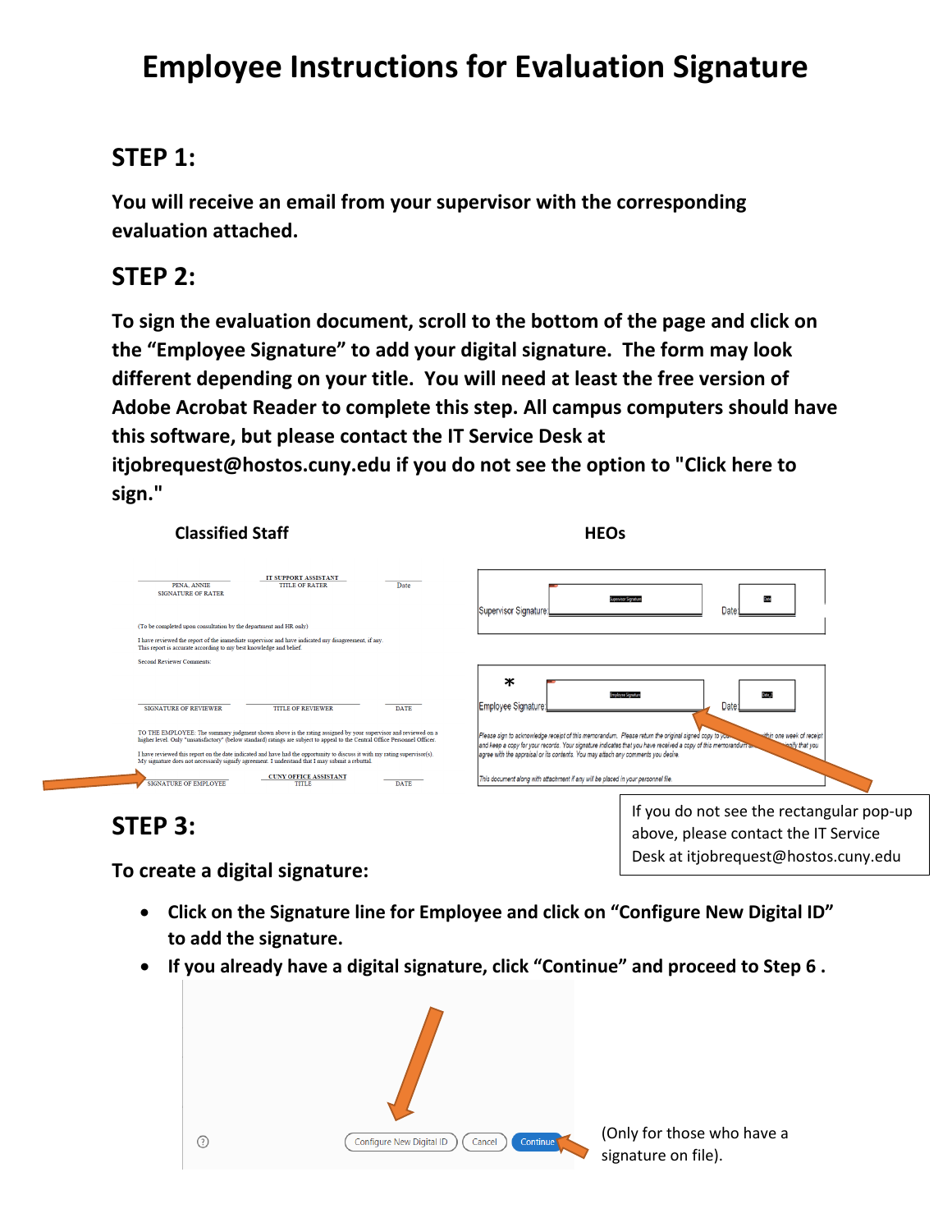# Employee Instructions for Evaluation Signature

## STEP 1:

**You will receive an email from your supervisor with the corresponding evaluation attached.**

## STEP 2:

**To sign the evaluation document, scroll to the bottom of the page and click on the "Employee Signature" to add your digital signature. The form may look different depending on your title. You will need at least the free version of Adobe Acrobat Reader to complete this step. All campus computers should have this software, but please contact the IT Service Desk at itjobrequest@hostos.cuny.edu if you do not see the option to "Click here to sign."**

**Classified Staff**

**HEOs**

If you do not see the rectangular pop-up above, please contact the IT Service Desk at itjobrequest@hostos.cuny.edu

## STEP 3:

**To create a digital signature:**

- **Click on the Signature line for Employee and click on "Configure New Digital ID" to add the signature.**
- **If you already have a digital signature, click "Continue" and proceed to Step 6 .**

(Only for those who have a signature on file).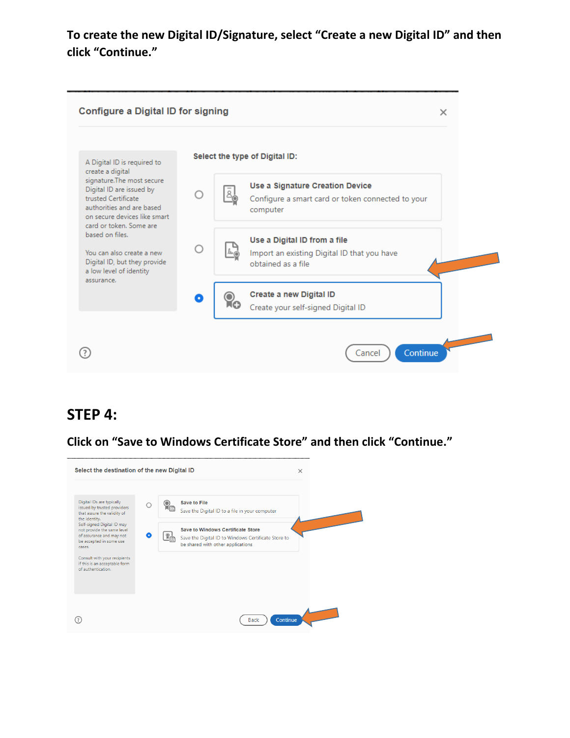**To create the new Digital ID/Signature, select "Create a new Digital ID" and then click "Continue."**

Configure a Digital ID for signing

A Digital ID is required to create a digital signature.The most secure Digital ID are issued by trusted Certificate authorities and are based on secure devices like smart card or token. Some are based on files.

You can also create a new Digital ID, but they provide a low level of identity assurance.

Select the type of Digital ID:

- **Use a Signature Creation Device** — Configure a smart card or token connected to your computer
- **Use a Digital ID from a file** — Import an existing Digital ID that you have obtained as a file
- **Create a new Digital ID** — Create your self-signed Digital ID

Cancel | Continue

## STEP 4:

**Click on "Save to Windows Certificate Store" and then click "Continue."**

Select the destination of the new Digital ID

Digital IDs are typically issued by trusted providers that assure the validity of the identity. Self-signed Digital ID may not provide the same level of assurance and may not be accepted in some use cases.

Consult with your recipients if this is an acceptable form of authentication.

- **Save to File** — Save the Digital ID to a file in your computer
- **Save to Windows Certificate Store** — Save the Digital ID to Windows Certificate Store to be shared with other applications

Back | Continue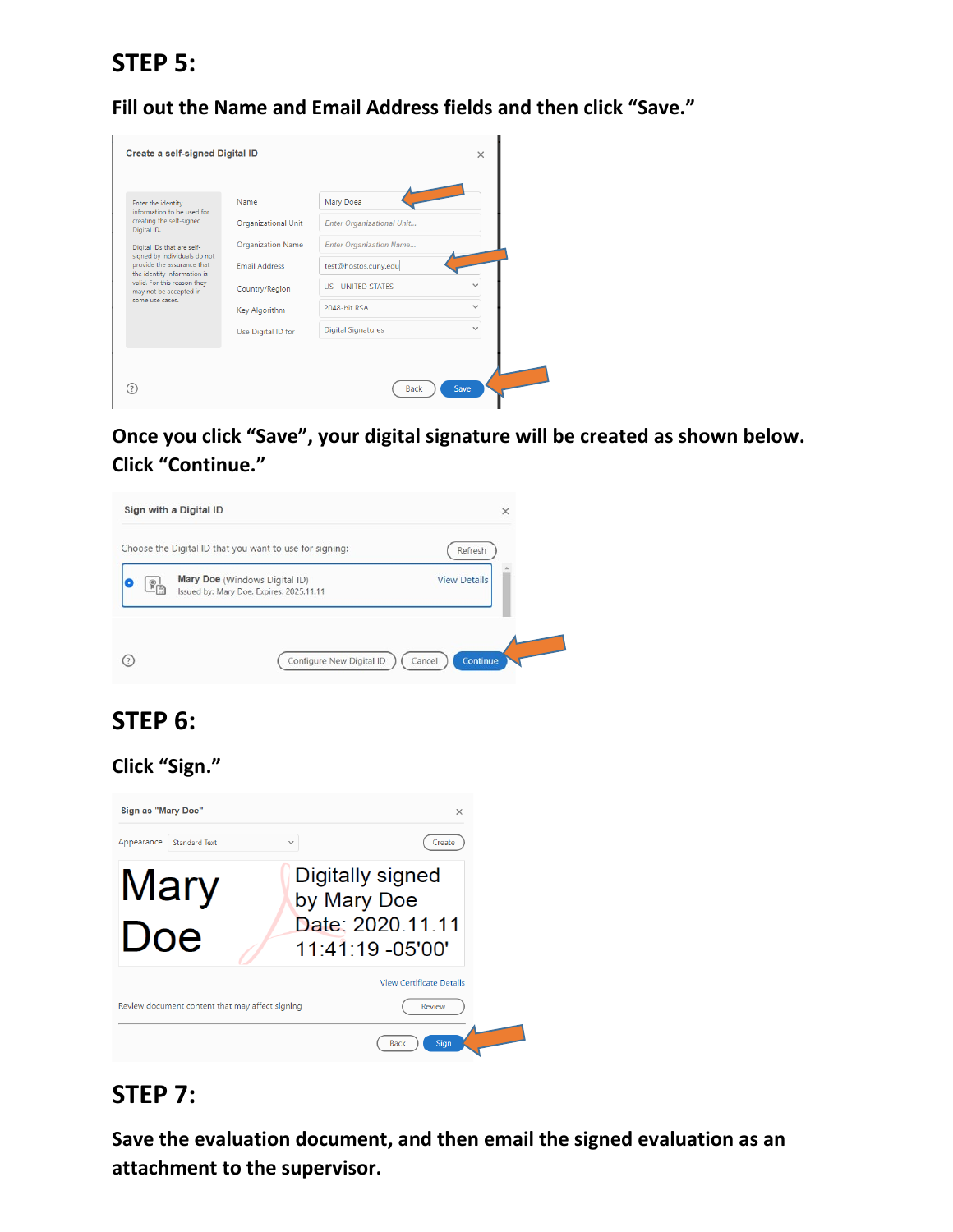## STEP 5:

**Fill out the Name and Email Address fields and then click "Save."**

**Once you click "Save", your digital signature will be created as shown below. Click "Continue."**

## STEP 6:

**Click "Sign."**

## STEP 7:

**Save the evaluation document, and then email the signed evaluation as an attachment to the supervisor.**